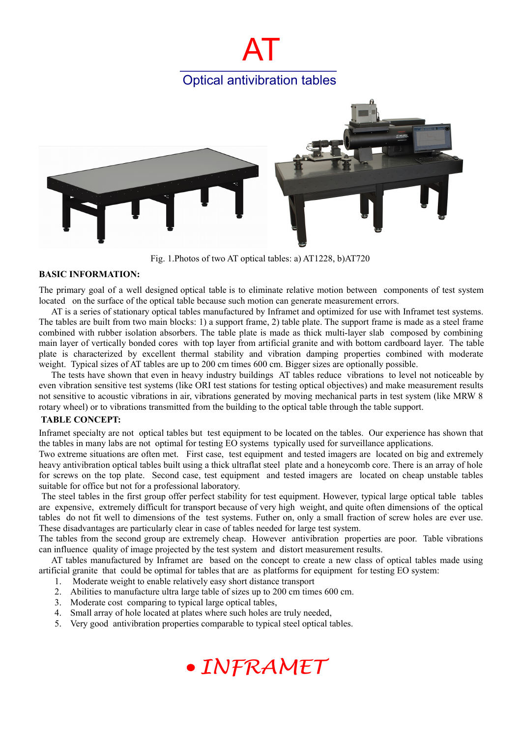# AT

## Optical antivibration tables

Fig. 1.Photos of two AT optical tables: a) AT1228, b)AT720

**BASIC INFORMATION:**

The primary goal of a well designed optical table is to eliminate relative motion between components of test system located on the surface of the optical table because such motion can generate measurement errors.

AT is a series of stationary optical tables manufactured by Inframet and optimized for use with Inframet test systems. The tables are built from two main blocks: 1) a support frame, 2) table plate. The support frame is made as a steel frame combined with rubber isolation absorbers. The table plate is made as thick multi-layer slab composed by combining main layer of vertically bonded cores with top layer from artificial granite and with bottom cardboard layer. The table plate is characterized by excellent thermal stability and vibration damping properties combined with moderate weight. Typical sizes of AT tables are up to 200 cm times 600 cm. Bigger sizes are optionally possible.

The tests have shown that even in heavy industry buildings AT tables reduce vibrations to level not noticeable by even vibration sensitive test systems (like ORI test stations for testing optical objectives) and make measurement results not sensitive to acoustic vibrations in air, vibrations generated by moving mechanical parts in test system (like MRW 8 rotary wheel) or to vibrations transmitted from the building to the optical table through the table support.

**TABLE CONCEPT:**

Inframet specialty are not optical tables but test equipment to be located on the tables. Our experience has shown that the tables in many labs are not optimal for testing EO systems typically used for surveillance applications.

Two extreme situations are often met. First case, test equipment and tested imagers are located on big and extremely heavy antivibration optical tables built using a thick ultraflat steel plate and a honeycomb core. There is an array of hole for screws on the top plate. Second case, test equipment and tested imagers are located on cheap unstable tables suitable for office but not for a professional laboratory.

The steel tables in the first group offer perfect stability for test equipment. However, typical large optical table tables are expensive, extremely difficult for transport because of very high weight, and quite often dimensions of the optical tables do not fit well to dimensions of the test systems. Futher on, only a small fraction of screw holes are ever use. These disadvantages are particularly clear in case of tables needed for large test system.

The tables from the second group are extremely cheap. However antivibration properties are poor. Table vibrations can influence quality of image projected by the test system and distort measurement results.

AT tables manufactured by Inframet are based on the concept to create a new class of optical tables made using artificial granite that could be optimal for tables that are as platforms for equipment for testing EO system:

1. Moderate weight to enable relatively easy short distance transport
2. Abilities to manufacture ultra large table of sizes up to 200 cm times 600 cm.
3. Moderate cost comparing to typical large optical tables,
4. Small array of hole located at plates where such holes are truly needed,
5. Very good antivibration properties comparable to typical steel optical tables.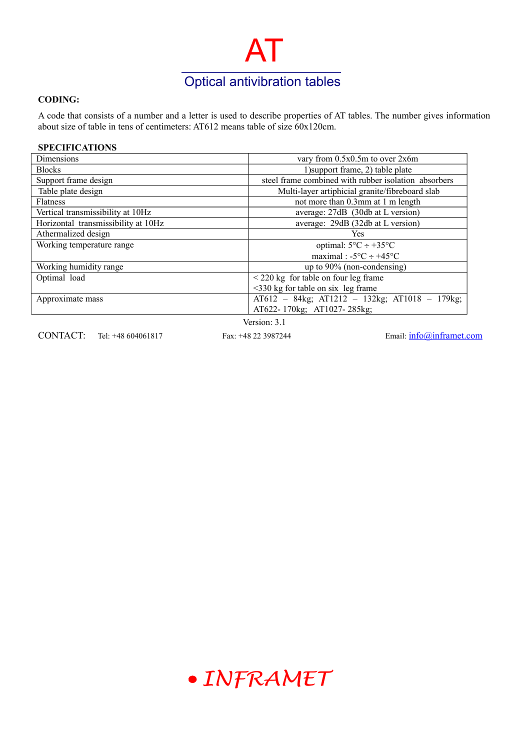# AT

## Optical antivibration tables

**CODING:**

A code that consists of a number and a letter is used to describe properties of AT tables. The number gives information about size of table in tens of centimeters: AT612 means table of size 60x120cm.

**SPECIFICATIONS**

| | |
|---|---|
| Dimensions | vary from 0.5x0.5m to over 2x6m |
| Blocks | 1)support frame, 2) table plate |
| Support frame design | steel frame combined with rubber isolation absorbers |
| Table plate design | Multi-layer artiphicial granite/fibreboard slab |
| Flatness | not more than 0.3mm at 1 m length |
| Vertical transmissibility at 10Hz | average: 27dB (30db at L version) |
| Horizontal transmissibility at 10Hz | average: 29dB (32db at L version) |
| Athermalized design | Yes |
| Working temperature range | optimal: 5°C ÷ +35°C<br>maximal : -5°C ÷ +45°C |
| Working humidity range | up to 90% (non-condensing) |
| Optimal load | < 220 kg for table on four leg frame<br><330 kg for table on six leg frame |
| Approximate mass | AT612 – 84kg; AT1212 – 132kg; AT1018 – 179kg; AT622- 170kg; AT1027- 285kg; |

Version: 3.1

CONTACT: Tel: +48 604061817 Fax: +48 22 3987244 Email: info@inframet.com

• INFRAMET